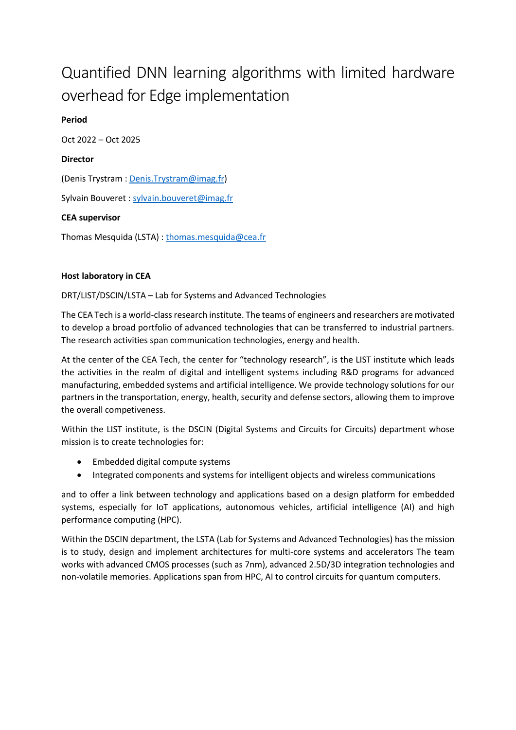# Quantified DNN learning algorithms with limited hardware overhead for Edge implementation

**Period**

Oct 2022 – Oct 2025

**Director**

(Denis Trystram : [Denis.Trystram@imag.fr](mailto:Denis.Trystram@imag.fr))

Sylvain Bouveret : [sylvain.bouveret@imag.fr](mailto:sylvain.bouveret@imag.fr)

**CEA supervisor**

Thomas Mesquida (LSTA) : [thomas.mesquida@cea.fr](mailto:thomas.mesquida@cea.fr)

**Host laboratory in CEA**

DRT/LIST/DSCIN/LSTA – Lab for Systems and Advanced Technologies

The CEA Tech is a world-class research institute. The teams of engineers and researchers are motivated to develop a broad portfolio of advanced technologies that can be transferred to industrial partners. The research activities span communication technologies, energy and health.

At the center of the CEA Tech, the center for "technology research", is the LIST institute which leads the activities in the realm of digital and intelligent systems including R&D programs for advanced manufacturing, embedded systems and artificial intelligence. We provide technology solutions for our partners in the transportation, energy, health, security and defense sectors, allowing them to improve the overall competiveness.

Within the LIST institute, is the DSCIN (Digital Systems and Circuits for Circuits) department whose mission is to create technologies for:

- Embedded digital compute systems
- Integrated components and systems for intelligent objects and wireless communications

and to offer a link between technology and applications based on a design platform for embedded systems, especially for IoT applications, autonomous vehicles, artificial intelligence (AI) and high performance computing (HPC).

Within the DSCIN department, the LSTA (Lab for Systems and Advanced Technologies) has the mission is to study, design and implement architectures for multi-core systems and accelerators The team works with advanced CMOS processes (such as 7nm), advanced 2.5D/3D integration technologies and non-volatile memories. Applications span from HPC, AI to control circuits for quantum computers.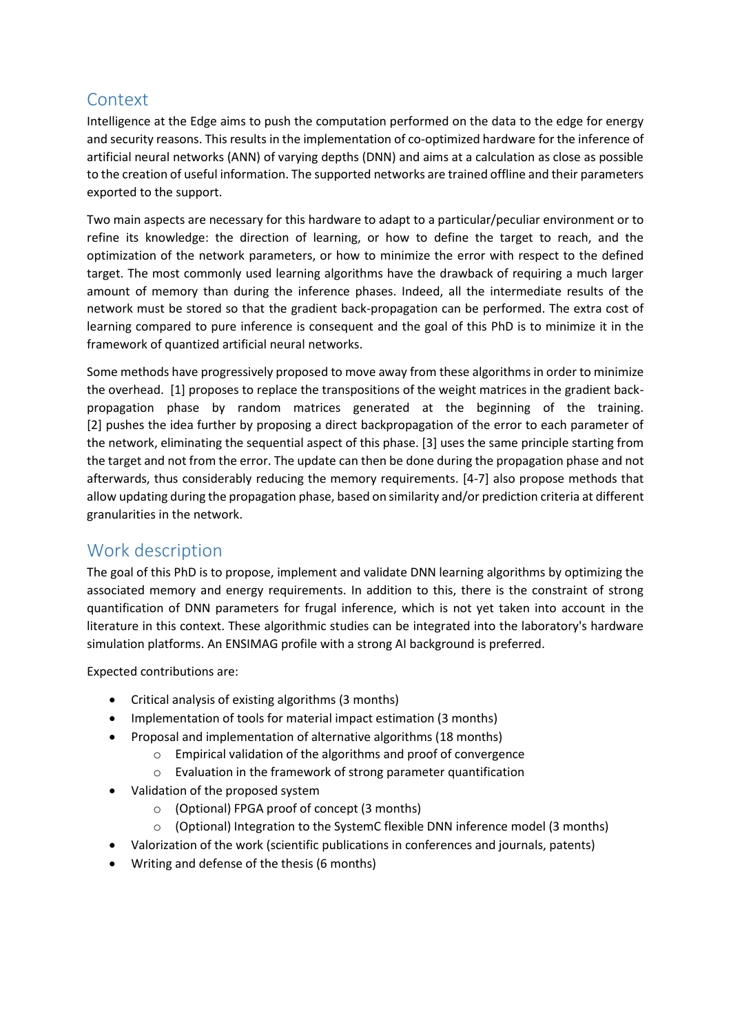## Context

Intelligence at the Edge aims to push the computation performed on the data to the edge for energy and security reasons. This results in the implementation of co-optimized hardware for the inference of artificial neural networks (ANN) of varying depths (DNN) and aims at a calculation as close as possible to the creation of useful information. The supported networks are trained offline and their parameters exported to the support.

Two main aspects are necessary for this hardware to adapt to a particular/peculiar environment or to refine its knowledge: the direction of learning, or how to define the target to reach, and the optimization of the network parameters, or how to minimize the error with respect to the defined target. The most commonly used learning algorithms have the drawback of requiring a much larger amount of memory than during the inference phases. Indeed, all the intermediate results of the network must be stored so that the gradient back-propagation can be performed. The extra cost of learning compared to pure inference is consequent and the goal of this PhD is to minimize it in the framework of quantized artificial neural networks.

Some methods have progressively proposed to move away from these algorithms in order to minimize the overhead. [1] proposes to replace the transpositions of the weight matrices in the gradient back-propagation phase by random matrices generated at the beginning of the training. [2] pushes the idea further by proposing a direct backpropagation of the error to each parameter of the network, eliminating the sequential aspect of this phase. [3] uses the same principle starting from the target and not from the error. The update can then be done during the propagation phase and not afterwards, thus considerably reducing the memory requirements. [4-7] also propose methods that allow updating during the propagation phase, based on similarity and/or prediction criteria at different granularities in the network.

## Work description

The goal of this PhD is to propose, implement and validate DNN learning algorithms by optimizing the associated memory and energy requirements. In addition to this, there is the constraint of strong quantification of DNN parameters for frugal inference, which is not yet taken into account in the literature in this context. These algorithmic studies can be integrated into the laboratory's hardware simulation platforms. An ENSIMAG profile with a strong AI background is preferred.

Expected contributions are:

- Critical analysis of existing algorithms (3 months)
- Implementation of tools for material impact estimation (3 months)
- Proposal and implementation of alternative algorithms (18 months)
  - Empirical validation of the algorithms and proof of convergence
  - Evaluation in the framework of strong parameter quantification
- Validation of the proposed system
  - (Optional) FPGA proof of concept (3 months)
  - (Optional) Integration to the SystemC flexible DNN inference model (3 months)
- Valorization of the work (scientific publications in conferences and journals, patents)
- Writing and defense of the thesis (6 months)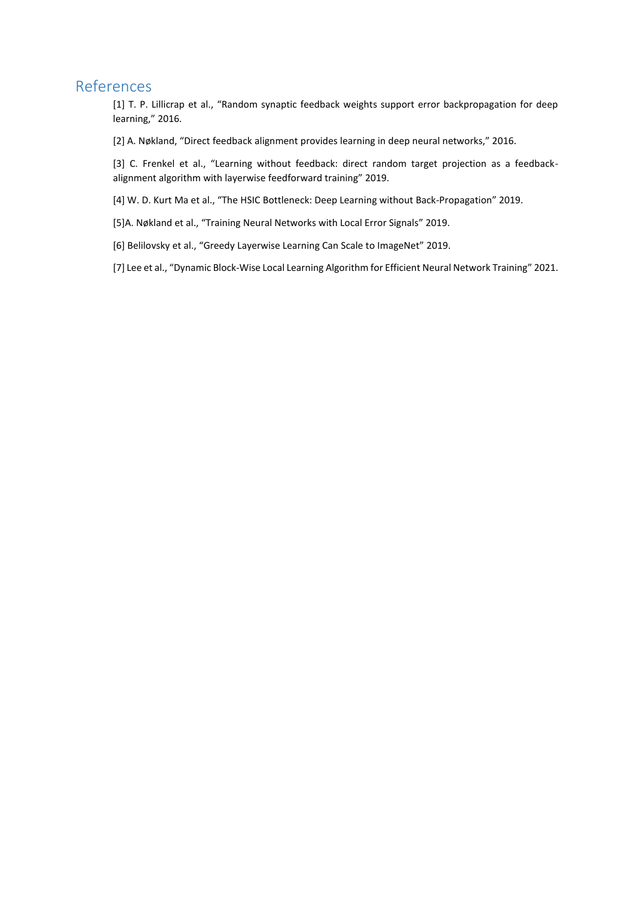# References

[1] T. P. Lillicrap et al., "Random synaptic feedback weights support error backpropagation for deep learning," 2016.

[2] A. Nøkland, "Direct feedback alignment provides learning in deep neural networks," 2016.

[3] C. Frenkel et al., "Learning without feedback: direct random target projection as a feedback-alignment algorithm with layerwise feedforward training" 2019.

[4] W. D. Kurt Ma et al., "The HSIC Bottleneck: Deep Learning without Back-Propagation" 2019.

[5]A. Nøkland et al., "Training Neural Networks with Local Error Signals" 2019.

[6] Belilovsky et al., "Greedy Layerwise Learning Can Scale to ImageNet" 2019.

[7] Lee et al., "Dynamic Block-Wise Local Learning Algorithm for Efficient Neural Network Training" 2021.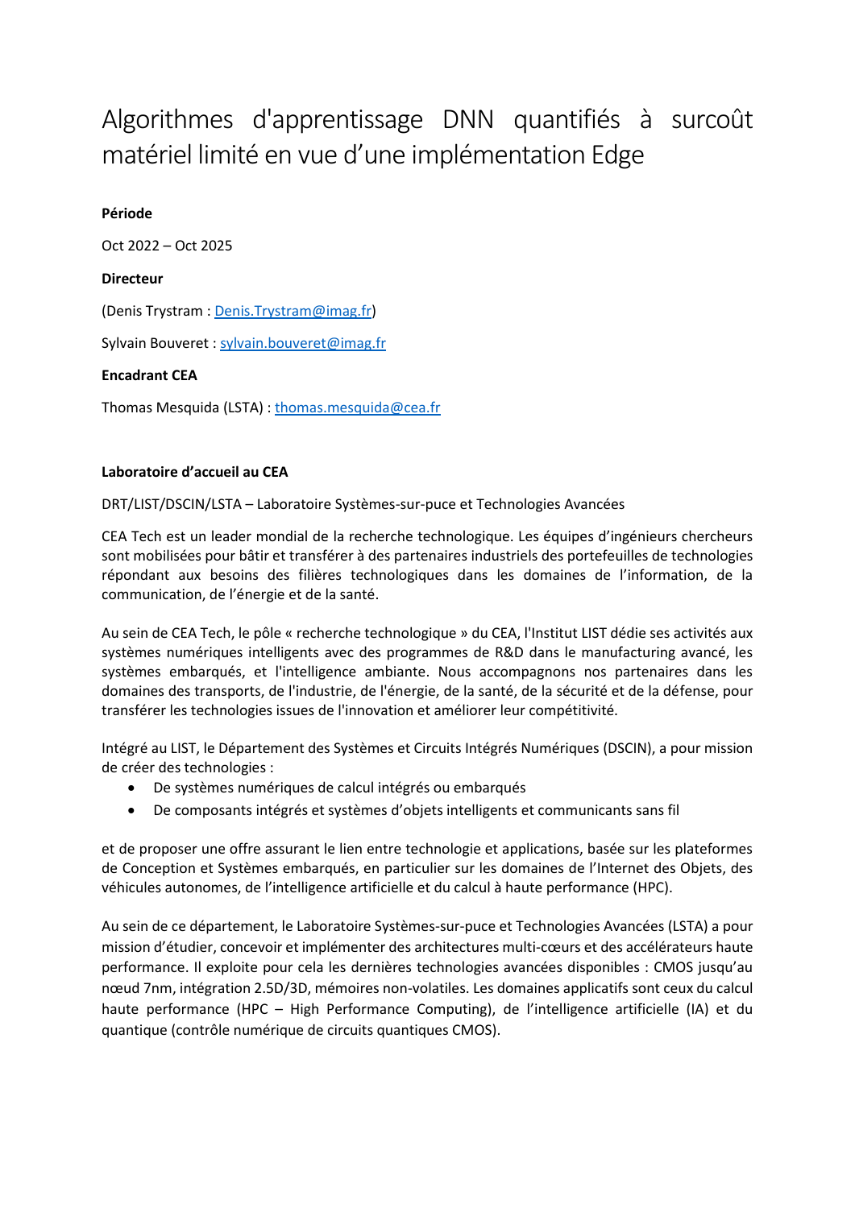# Algorithmes d'apprentissage DNN quantifiés à surcoût matériel limité en vue d'une implémentation Edge

**Période**

Oct 2022 – Oct 2025

**Directeur**

(Denis Trystram : Denis.Trystram@imag.fr)

Sylvain Bouveret : sylvain.bouveret@imag.fr

**Encadrant CEA**

Thomas Mesquida (LSTA) : thomas.mesquida@cea.fr

**Laboratoire d'accueil au CEA**

DRT/LIST/DSCIN/LSTA – Laboratoire Systèmes-sur-puce et Technologies Avancées

CEA Tech est un leader mondial de la recherche technologique. Les équipes d'ingénieurs chercheurs sont mobilisées pour bâtir et transférer à des partenaires industriels des portefeuilles de technologies répondant aux besoins des filières technologiques dans les domaines de l'information, de la communication, de l'énergie et de la santé.

Au sein de CEA Tech, le pôle « recherche technologique » du CEA, l'Institut LIST dédie ses activités aux systèmes numériques intelligents avec des programmes de R&D dans le manufacturing avancé, les systèmes embarqués, et l'intelligence ambiante. Nous accompagnons nos partenaires dans les domaines des transports, de l'industrie, de l'énergie, de la santé, de la sécurité et de la défense, pour transférer les technologies issues de l'innovation et améliorer leur compétitivité.

Intégré au LIST, le Département des Systèmes et Circuits Intégrés Numériques (DSCIN), a pour mission de créer des technologies :

- De systèmes numériques de calcul intégrés ou embarqués
- De composants intégrés et systèmes d'objets intelligents et communicants sans fil

et de proposer une offre assurant le lien entre technologie et applications, basée sur les plateformes de Conception et Systèmes embarqués, en particulier sur les domaines de l'Internet des Objets, des véhicules autonomes, de l'intelligence artificielle et du calcul à haute performance (HPC).

Au sein de ce département, le Laboratoire Systèmes-sur-puce et Technologies Avancées (LSTA) a pour mission d'étudier, concevoir et implémenter des architectures multi-cœurs et des accélérateurs haute performance. Il exploite pour cela les dernières technologies avancées disponibles : CMOS jusqu'au nœud 7nm, intégration 2.5D/3D, mémoires non-volatiles. Les domaines applicatifs sont ceux du calcul haute performance (HPC – High Performance Computing), de l'intelligence artificielle (IA) et du quantique (contrôle numérique de circuits quantiques CMOS).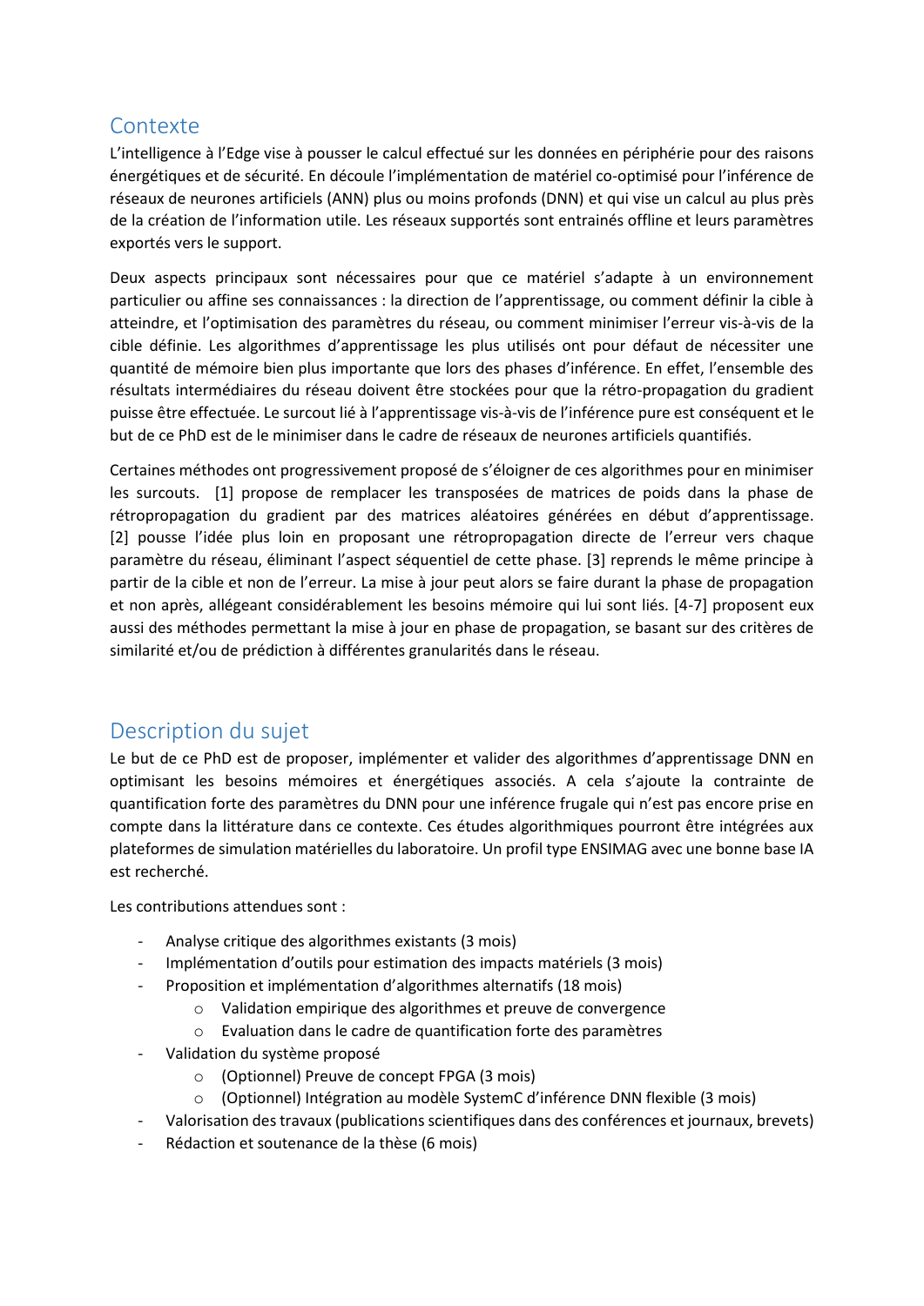## Contexte

L'intelligence à l'Edge vise à pousser le calcul effectué sur les données en périphérie pour des raisons énergétiques et de sécurité. En découle l'implémentation de matériel co-optimisé pour l'inférence de réseaux de neurones artificiels (ANN) plus ou moins profonds (DNN) et qui vise un calcul au plus près de la création de l'information utile. Les réseaux supportés sont entrainés offline et leurs paramètres exportés vers le support.

Deux aspects principaux sont nécessaires pour que ce matériel s'adapte à un environnement particulier ou affine ses connaissances : la direction de l'apprentissage, ou comment définir la cible à atteindre, et l'optimisation des paramètres du réseau, ou comment minimiser l'erreur vis-à-vis de la cible définie. Les algorithmes d'apprentissage les plus utilisés ont pour défaut de nécessiter une quantité de mémoire bien plus importante que lors des phases d'inférence. En effet, l'ensemble des résultats intermédiaires du réseau doivent être stockées pour que la rétro-propagation du gradient puisse être effectuée. Le surcout lié à l'apprentissage vis-à-vis de l'inférence pure est conséquent et le but de ce PhD est de le minimiser dans le cadre de réseaux de neurones artificiels quantifiés.

Certaines méthodes ont progressivement proposé de s'éloigner de ces algorithmes pour en minimiser les surcouts. [1] propose de remplacer les transposées de matrices de poids dans la phase de rétropropagation du gradient par des matrices aléatoires générées en début d'apprentissage. [2] pousse l'idée plus loin en proposant une rétropropagation directe de l'erreur vers chaque paramètre du réseau, éliminant l'aspect séquentiel de cette phase. [3] reprends le même principe à partir de la cible et non de l'erreur. La mise à jour peut alors se faire durant la phase de propagation et non après, allégeant considérablement les besoins mémoire qui lui sont liés. [4-7] proposent eux aussi des méthodes permettant la mise à jour en phase de propagation, se basant sur des critères de similarité et/ou de prédiction à différentes granularités dans le réseau.

## Description du sujet

Le but de ce PhD est de proposer, implémenter et valider des algorithmes d'apprentissage DNN en optimisant les besoins mémoires et énergétiques associés. A cela s'ajoute la contrainte de quantification forte des paramètres du DNN pour une inférence frugale qui n'est pas encore prise en compte dans la littérature dans ce contexte. Ces études algorithmiques pourront être intégrées aux plateformes de simulation matérielles du laboratoire. Un profil type ENSIMAG avec une bonne base IA est recherché.

Les contributions attendues sont :

- Analyse critique des algorithmes existants (3 mois)
- Implémentation d'outils pour estimation des impacts matériels (3 mois)
- Proposition et implémentation d'algorithmes alternatifs (18 mois)
  - Validation empirique des algorithmes et preuve de convergence
  - Evaluation dans le cadre de quantification forte des paramètres
- Validation du système proposé
  - (Optionnel) Preuve de concept FPGA (3 mois)
  - (Optionnel) Intégration au modèle SystemC d'inférence DNN flexible (3 mois)
- Valorisation des travaux (publications scientifiques dans des conférences et journaux, brevets)
- Rédaction et soutenance de la thèse (6 mois)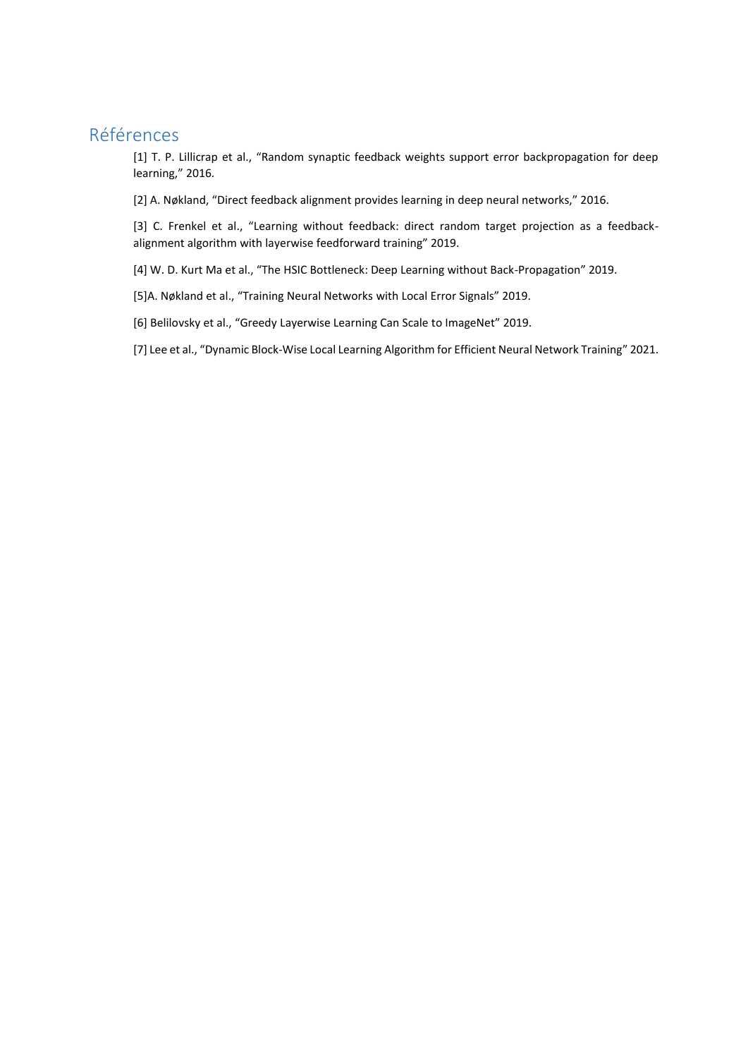## Références

[1] T. P. Lillicrap et al., “Random synaptic feedback weights support error backpropagation for deep learning,” 2016.

[2] A. Nøkland, “Direct feedback alignment provides learning in deep neural networks,” 2016.

[3] C. Frenkel et al., “Learning without feedback: direct random target projection as a feedback-alignment algorithm with layerwise feedforward training” 2019.

[4] W. D. Kurt Ma et al., “The HSIC Bottleneck: Deep Learning without Back-Propagation” 2019.

[5]A. Nøkland et al., “Training Neural Networks with Local Error Signals” 2019.

[6] Belilovsky et al., “Greedy Layerwise Learning Can Scale to ImageNet” 2019.

[7] Lee et al., “Dynamic Block-Wise Local Learning Algorithm for Efficient Neural Network Training” 2021.